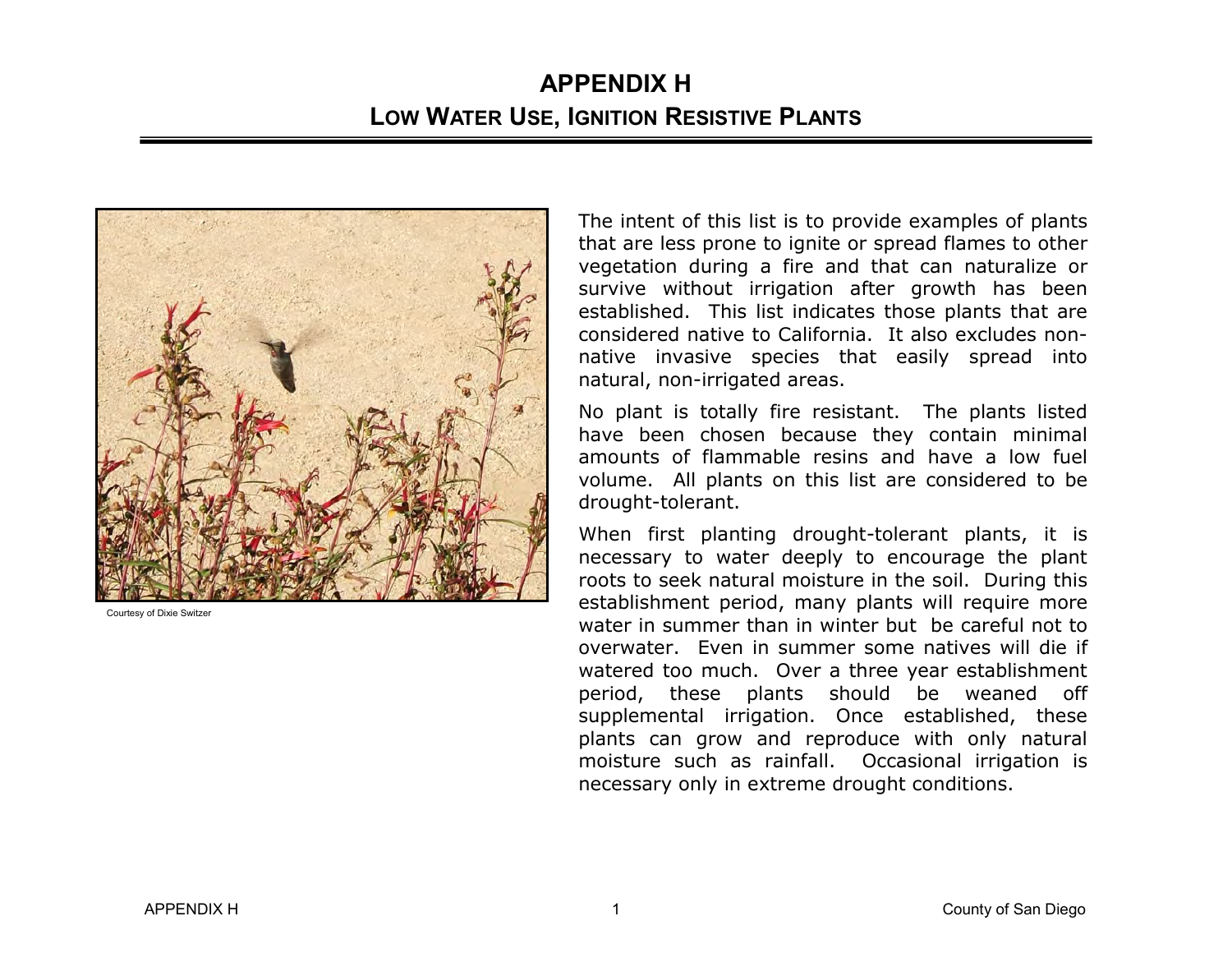# APPENDIX H

## Low Water Use, Ignition Resistive Plants

Courtesy of Dixie Switzer

The intent of this list is to provide examples of plants that are less prone to ignite or spread flames to other vegetation during a fire and that can naturalize or survive without irrigation after growth has been established. This list indicates those plants that are considered native to California. It also excludes non-native invasive species that easily spread into natural, non-irrigated areas.

No plant is totally fire resistant. The plants listed have been chosen because they contain minimal amounts of flammable resins and have a low fuel volume. All plants on this list are considered to be drought-tolerant.

When first planting drought-tolerant plants, it is necessary to water deeply to encourage the plant roots to seek natural moisture in the soil. During this establishment period, many plants will require more water in summer than in winter but be careful not to overwater. Even in summer some natives will die if watered too much. Over a three year establishment period, these plants should be weaned off supplemental irrigation. Once established, these plants can grow and reproduce with only natural moisture such as rainfall. Occasional irrigation is necessary only in extreme drought conditions.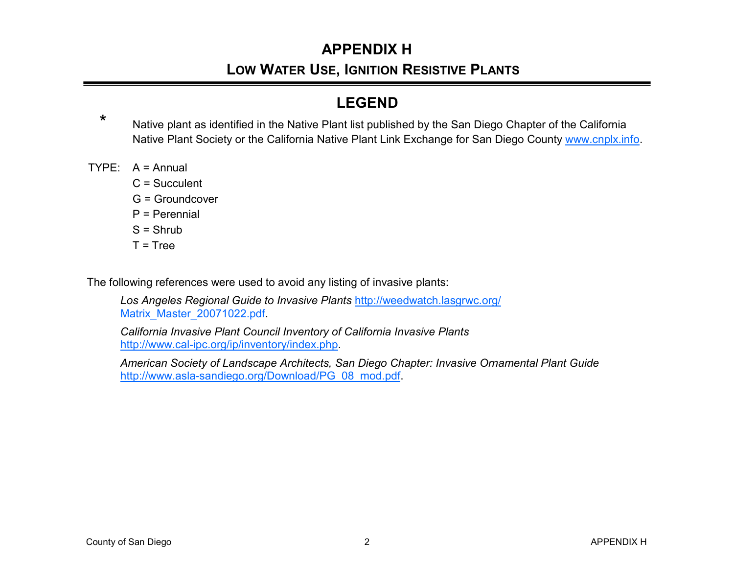# APPENDIX H

## Low Water Use, Ignition Resistive Plants

## LEGEND

* Native plant as identified in the Native Plant list published by the San Diego Chapter of the California Native Plant Society or the California Native Plant Link Exchange for San Diego County www.cnplx.info.

TYPE:
- A = Annual
- C = Succulent
- G = Groundcover
- P = Perennial
- S = Shrub
- T = Tree

The following references were used to avoid any listing of invasive plants:

*Los Angeles Regional Guide to Invasive Plants* http://weedwatch.lasgrwc.org/Matrix_Master_20071022.pdf.

*California Invasive Plant Council Inventory of California Invasive Plants* http://www.cal-ipc.org/ip/inventory/index.php.

*American Society of Landscape Architects, San Diego Chapter: Invasive Ornamental Plant Guide* http://www.asla-sandiego.org/Download/PG_08_mod.pdf.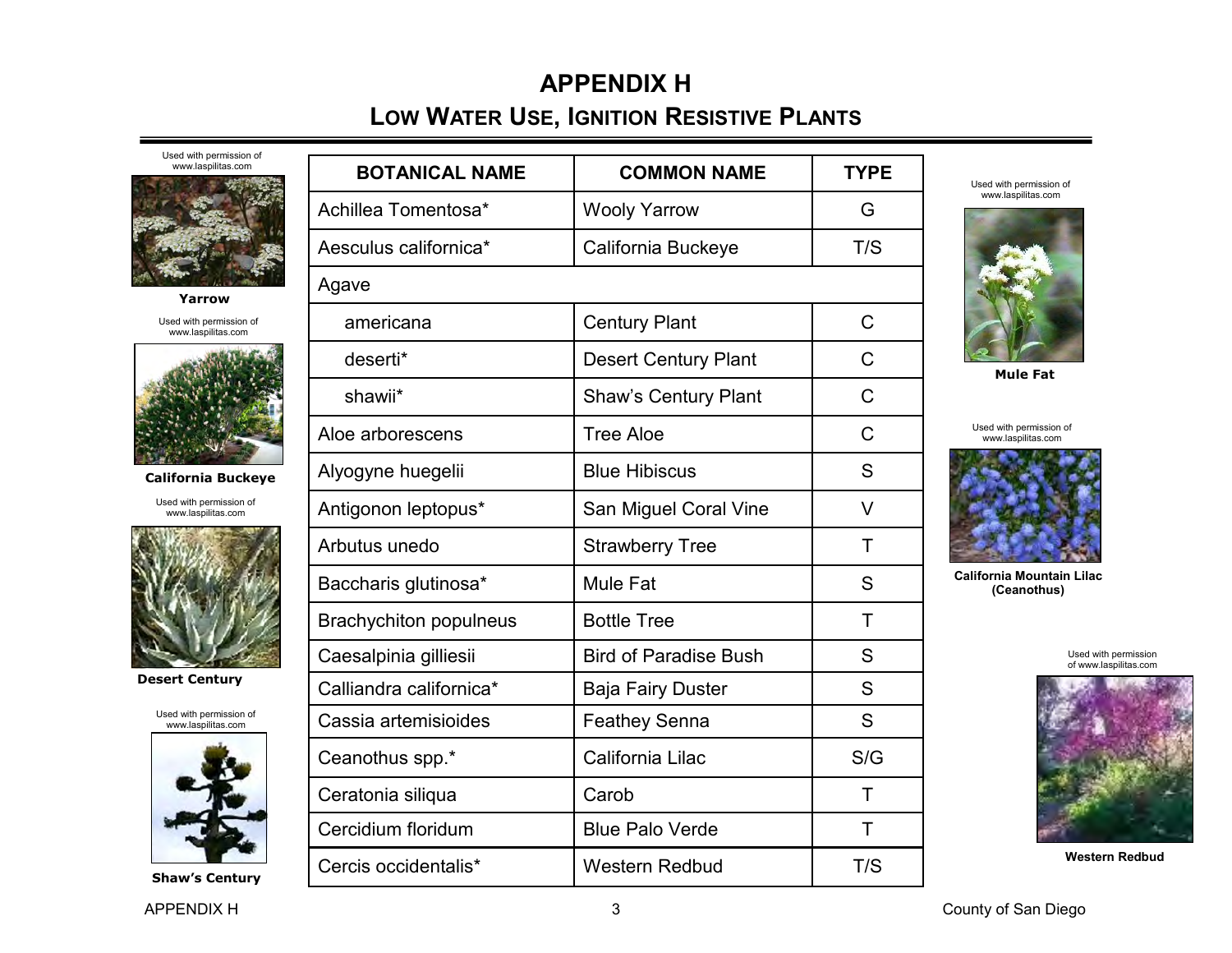# APPENDIX H

## Low Water Use, Ignition Resistive Plants

Used with permission of www.laspilitas.com

Yarrow

Used with permission of www.laspilitas.com

California Buckeye

Used with permission of www.laspilitas.com

Desert Century

Used with permission of www.laspilitas.com

Shaw's Century

| BOTANICAL NAME | COMMON NAME | TYPE |
|---|---|---|
| Achillea Tomentosa* | Wooly Yarrow | G |
| Aesculus californica* | California Buckeye | T/S |
| Agave | | |
| americana | Century Plant | C |
| deserti* | Desert Century Plant | C |
| shawii* | Shaw's Century Plant | C |
| Aloe arborescens | Tree Aloe | C |
| Alyogyne huegelii | Blue Hibiscus | S |
| Antigonon leptopus* | San Miguel Coral Vine | V |
| Arbutus unedo | Strawberry Tree | T |
| Baccharis glutinosa* | Mule Fat | S |
| Brachychiton populneus | Bottle Tree | T |
| Caesalpinia gilliesii | Bird of Paradise Bush | S |
| Calliandra californica* | Baja Fairy Duster | S |
| Cassia artemisioides | Feathey Senna | S |
| Ceanothus spp.* | California Lilac | S/G |
| Ceratonia siliqua | Carob | T |
| Cercidium floridum | Blue Palo Verde | T |
| Cercis occidentalis* | Western Redbud | T/S |

Used with permission of www.laspilitas.com

Mule Fat

Used with permission of www.laspilitas.com

California Mountain Lilac (Ceanothus)

Used with permission of www.laspilitas.com

Western Redbud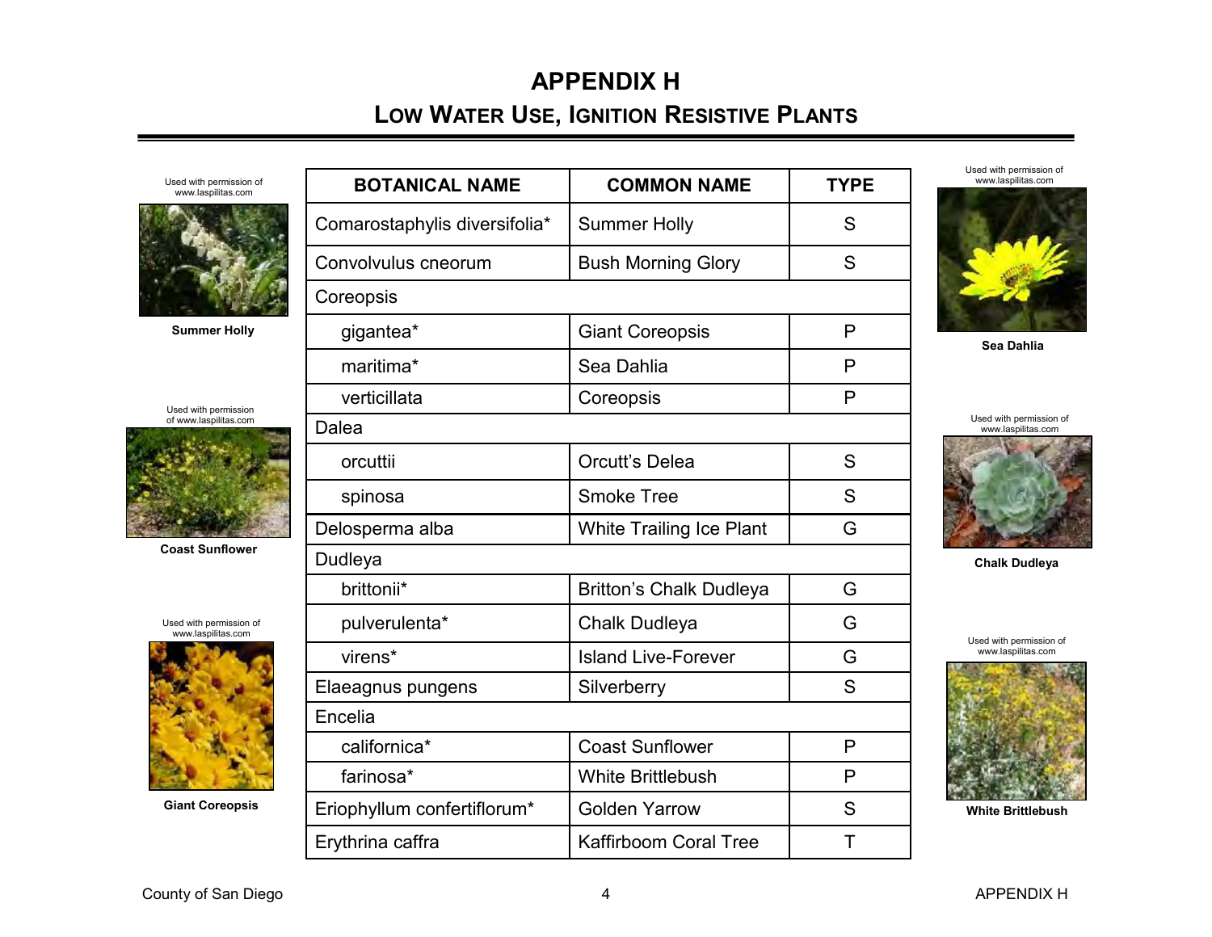# APPENDIX H

## Low Water Use, Ignition Resistive Plants

| BOTANICAL NAME | COMMON NAME | TYPE |
|---|---|---|
| Comarostaphylis diversifolia* | Summer Holly | S |
| Convolvulus cneorum | Bush Morning Glory | S |
| Coreopsis | | |
| gigantea* | Giant Coreopsis | P |
| maritima* | Sea Dahlia | P |
| verticillata | Coreopsis | P |
| Dalea | | |
| orcuttii | Orcutt's Delea | S |
| spinosa | Smoke Tree | S |
| Delosperma alba | White Trailing Ice Plant | G |
| Dudleya | | |
| brittonii* | Britton's Chalk Dudleya | G |
| pulverulenta* | Chalk Dudleya | G |
| virens* | Island Live-Forever | G |
| Elaeagnus pungens | Silverberry | S |
| Encelia | | |
| californica* | Coast Sunflower | P |
| farinosa* | White Brittlebush | P |
| Eriophyllum confertiflorum* | Golden Yarrow | S |
| Erythrina caffra | Kaffirboom Coral Tree | T |

Used with permission of www.laspilitas.com

Summer Holly

Used with permission of www.laspilitas.com

Coast Sunflower

Used with permission of www.laspilitas.com

Giant Coreopsis

Used with permission of www.laspilitas.com

Sea Dahlia

Used with permission of www.laspilitas.com

Chalk Dudleya

Used with permission of www.laspilitas.com

White Brittlebush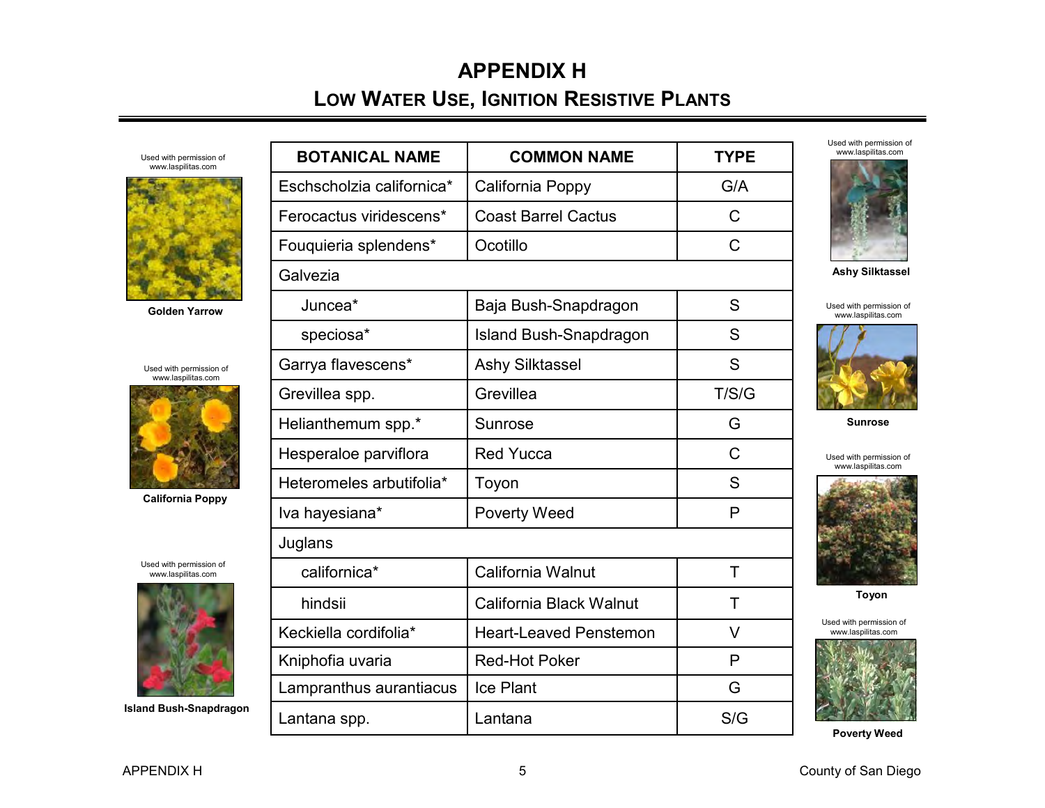# APPENDIX H

## LOW WATER USE, IGNITION RESISTIVE PLANTS

Used with permission of www.laspilitas.com

Golden Yarrow

Used with permission of www.laspilitas.com

California Poppy

Used with permission of www.laspilitas.com

Island Bush-Snapdragon

| BOTANICAL NAME | COMMON NAME | TYPE |
|---|---|---|
| Eschscholzia californica* | California Poppy | G/A |
| Ferocactus viridescens* | Coast Barrel Cactus | C |
| Fouquieria splendens* | Ocotillo | C |
| Galvezia | | |
| Juncea* | Baja Bush-Snapdragon | S |
| speciosa* | Island Bush-Snapdragon | S |
| Garrya flavescens* | Ashy Silktassel | S |
| Grevillea spp. | Grevillea | T/S/G |
| Helianthemum spp.* | Sunrose | G |
| Hesperaloe parviflora | Red Yucca | C |
| Heteromeles arbutifolia* | Toyon | S |
| Iva hayesiana* | Poverty Weed | P |
| Juglans | | |
| californica* | California Walnut | T |
| hindsii | California Black Walnut | T |
| Keckiella cordifolia* | Heart-Leaved Penstemon | V |
| Kniphofia uvaria | Red-Hot Poker | P |
| Lampranthus aurantiacus | Ice Plant | G |
| Lantana spp. | Lantana | S/G |

Used with permission of www.laspilitas.com

Ashy Silktassel

Used with permission of www.laspilitas.com

Sunrose

Used with permission of www.laspilitas.com

Toyon

Used with permission of www.laspilitas.com

Poverty Weed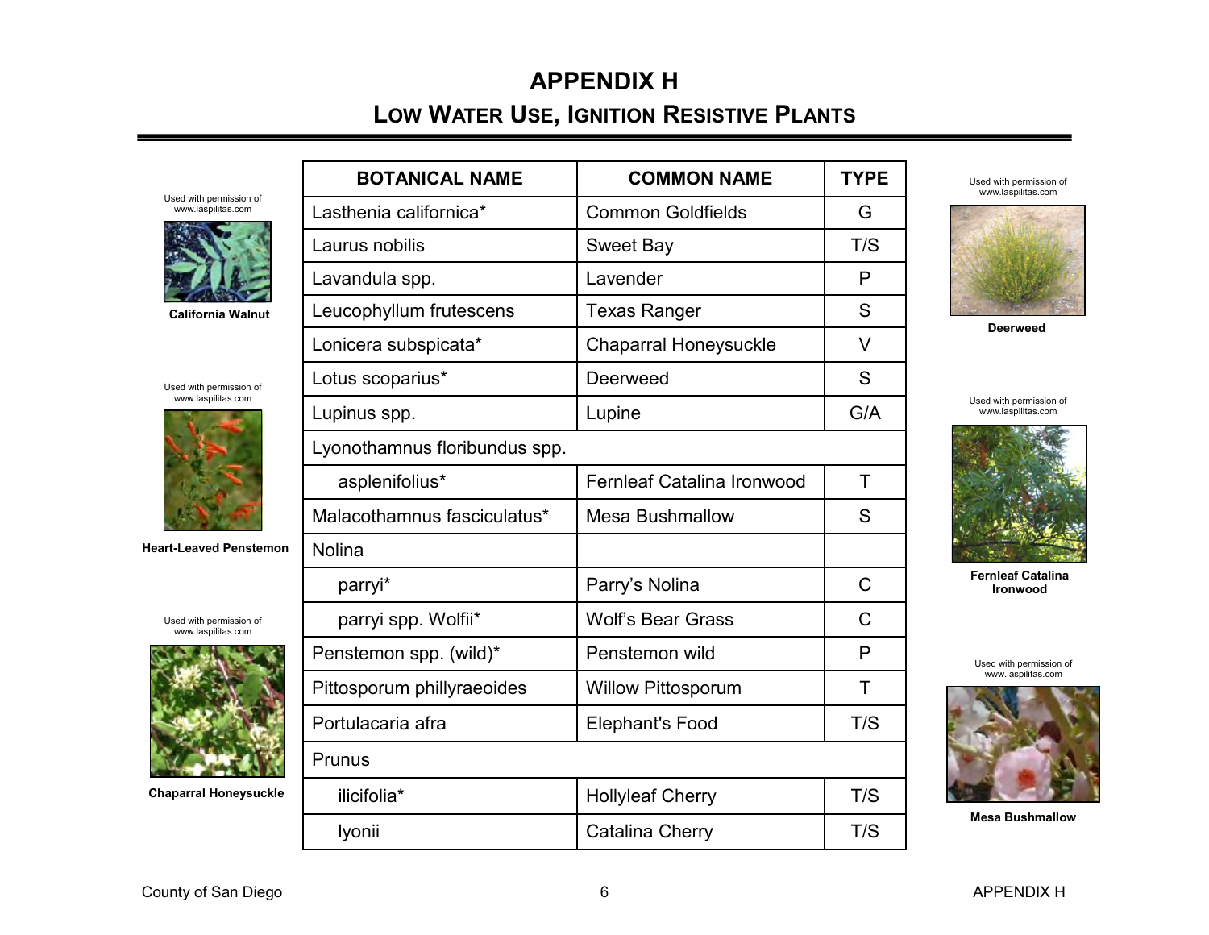# APPENDIX H

## Low Water Use, Ignition Resistive Plants

| BOTANICAL NAME | COMMON NAME | TYPE |
|---|---|---|
| Lasthenia californica* | Common Goldfields | G |
| Laurus nobilis | Sweet Bay | T/S |
| Lavandula spp. | Lavender | P |
| Leucophyllum frutescens | Texas Ranger | S |
| Lonicera subspicata* | Chaparral Honeysuckle | V |
| Lotus scoparius* | Deerweed | S |
| Lupinus spp. | Lupine | G/A |
| Lyonothamnus floribundus spp. | | |
| asplenifolius* | Fernleaf Catalina Ironwood | T |
| Malacothamnus fasciculatus* | Mesa Bushmallow | S |
| Nolina | | |
| parryi* | Parry's Nolina | C |
| parryi spp. Wolfii* | Wolf's Bear Grass | C |
| Penstemon spp. (wild)* | Penstemon wild | P |
| Pittosporum phillyraeoides | Willow Pittosporum | T |
| Portulacaria afra | Elephant's Food | T/S |
| Prunus | | |
| ilicifolia* | Hollyleaf Cherry | T/S |
| lyonii | Catalina Cherry | T/S |

Used with permission of www.laspilitas.com

California Walnut

Used with permission of www.laspilitas.com

Heart-Leaved Penstemon

Used with permission of www.laspilitas.com

Chaparral Honeysuckle

Used with permission of www.laspilitas.com

Deerweed

Used with permission of www.laspilitas.com

Fernleaf Catalina Ironwood

Used with permission of www.laspilitas.com

Mesa Bushmallow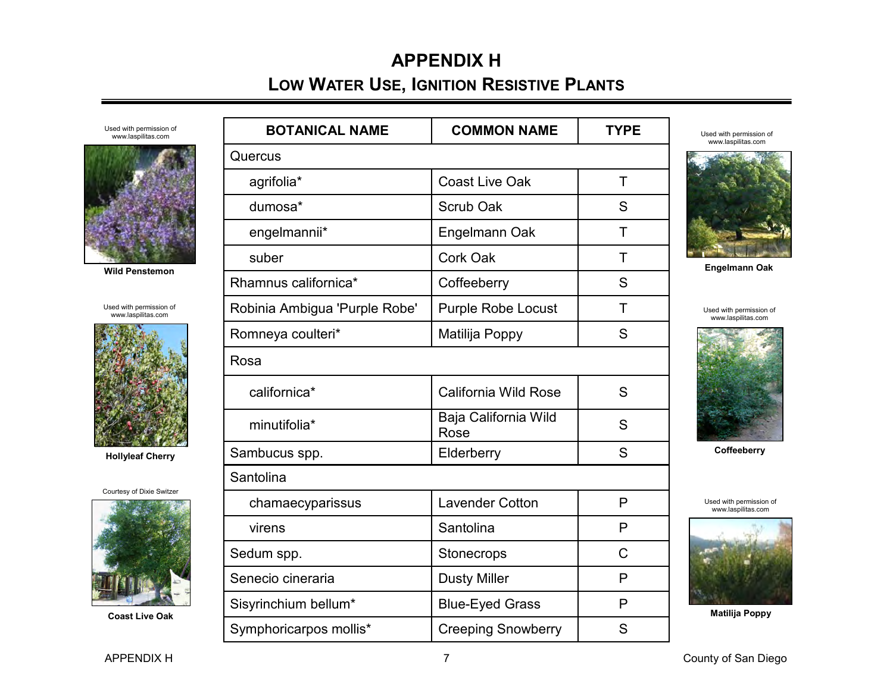# APPENDIX H

## LOW WATER USE, IGNITION RESISTIVE PLANTS

Used with permission of www.laspilitas.com

Wild Penstemon

Used with permission of www.laspilitas.com

Hollyleaf Cherry

Courtesy of Dixie Switzer

Coast Live Oak

| BOTANICAL NAME | COMMON NAME | TYPE |
|---|---|---|
| Quercus | | |
| agrifolia* | Coast Live Oak | T |
| dumosa* | Scrub Oak | S |
| engelmannii* | Engelmann Oak | T |
| suber | Cork Oak | T |
| Rhamnus californica* | Coffeeberry | S |
| Robinia Ambigua 'Purple Robe' | Purple Robe Locust | T |
| Romneya coulteri* | Matilija Poppy | S |
| Rosa | | |
| californica* | California Wild Rose | S |
| minutifolia* | Baja California Wild Rose | S |
| Sambucus spp. | Elderberry | S |
| Santolina | | |
| chamaecyparissus | Lavender Cotton | P |
| virens | Santolina | P |
| Sedum spp. | Stonecrops | C |
| Senecio cineraria | Dusty Miller | P |
| Sisyrinchium bellum* | Blue-Eyed Grass | P |
| Symphoricarpos mollis* | Creeping Snowberry | S |

Used with permission of www.laspilitas.com

Engelmann Oak

Used with permission of www.laspilitas.com

Coffeeberry

Used with permission of www.laspilitas.com

Matilija Poppy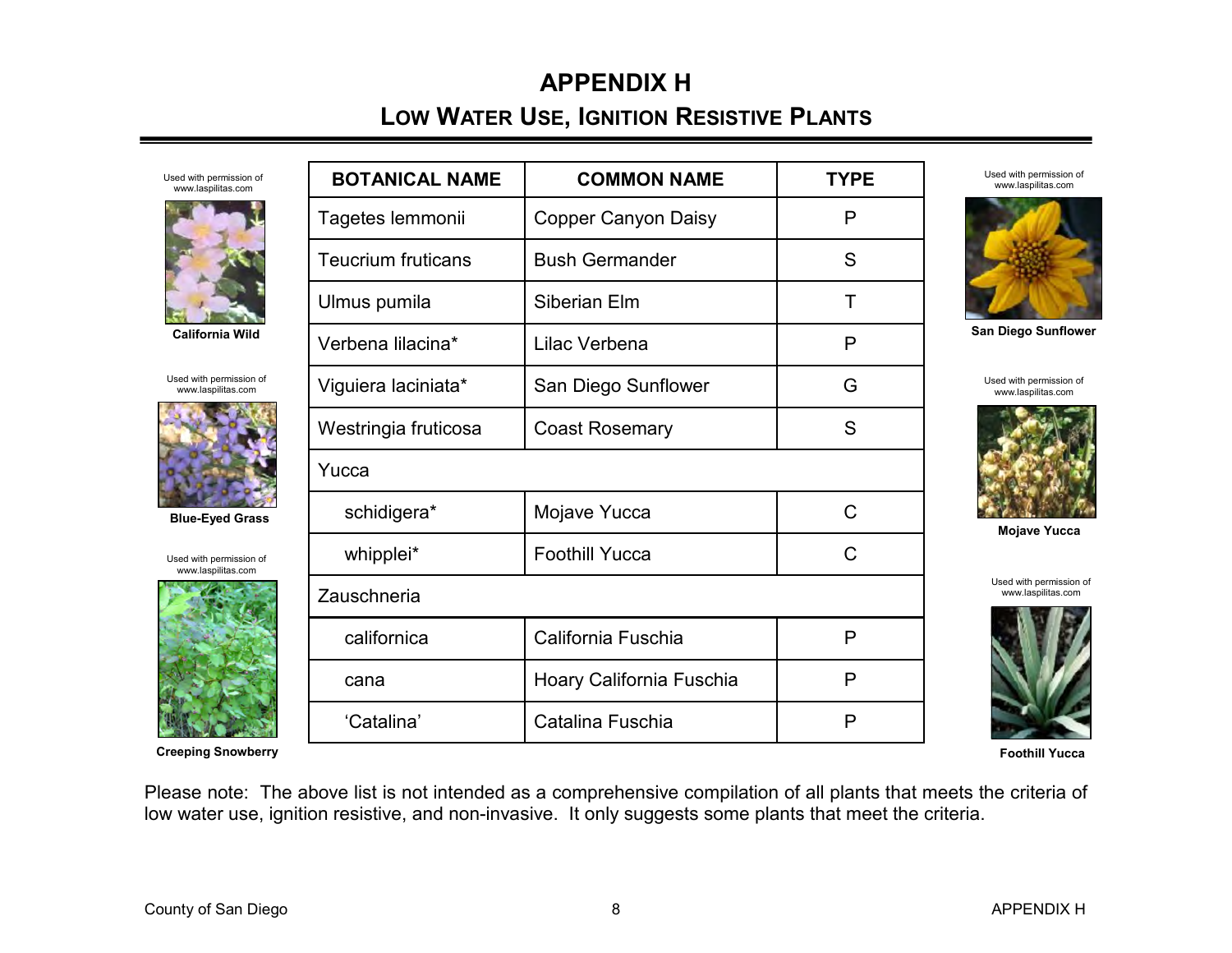# APPENDIX H

## LOW WATER USE, IGNITION RESISTIVE PLANTS

Used with permission of www.laspilitas.com

**California Wild**

Used with permission of www.laspilitas.com

**Blue-Eyed Grass**

Used with permission of www.laspilitas.com

**Creeping Snowberry**

| BOTANICAL NAME | COMMON NAME | TYPE |
|---|---|---|
| Tagetes lemmonii | Copper Canyon Daisy | P |
| Teucrium fruticans | Bush Germander | S |
| Ulmus pumila | Siberian Elm | T |
| Verbena lilacina* | Lilac Verbena | P |
| Viguiera laciniata* | San Diego Sunflower | G |
| Westringia fruticosa | Coast Rosemary | S |
| Yucca | | |
| schidigera* | Mojave Yucca | C |
| whipplei* | Foothill Yucca | C |
| Zauschneria | | |
| californica | California Fuschia | P |
| cana | Hoary California Fuschia | P |
| 'Catalina' | Catalina Fuschia | P |

Used with permission of www.laspilitas.com

**San Diego Sunflower**

Used with permission of www.laspilitas.com

**Mojave Yucca**

Used with permission of www.laspilitas.com

**Foothill Yucca**

Please note: The above list is not intended as a comprehensive compilation of all plants that meets the criteria of low water use, ignition resistive, and non-invasive. It only suggests some plants that meet the criteria.